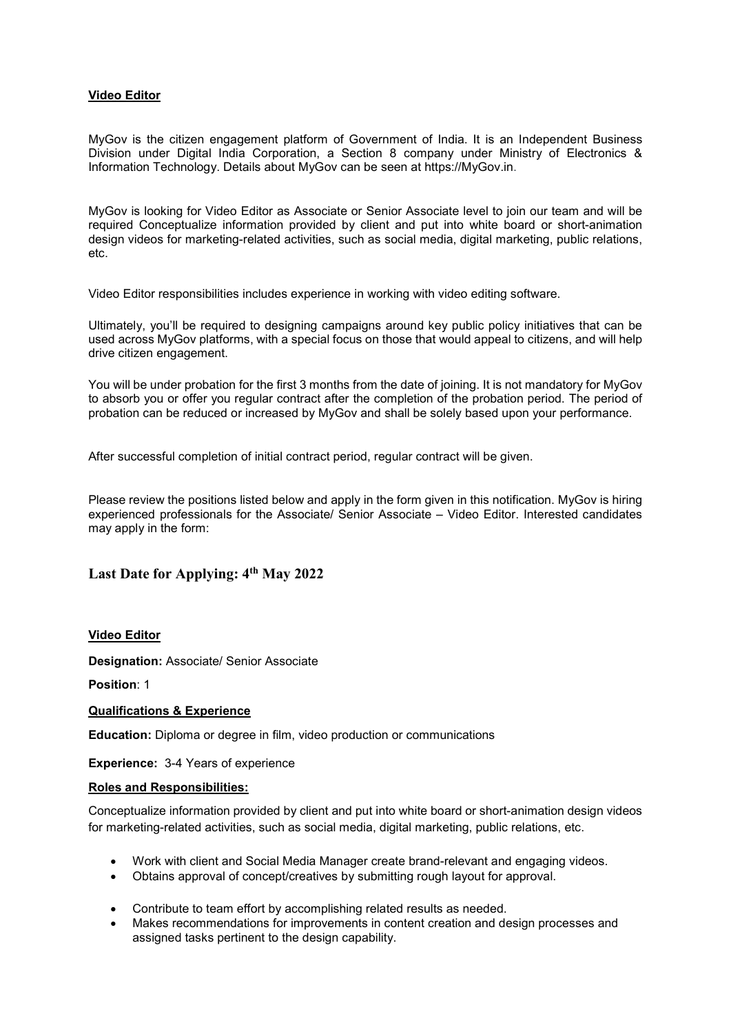**Video Editor**

MyGov is the citizen engagement platform of Government of India. It is an Independent Business Division under Digital India Corporation, a Section 8 company under Ministry of Electronics & Information Technology. Details about MyGov can be seen at https://MyGov.in.

MyGov is looking for Video Editor as Associate or Senior Associate level to join our team and will be required Conceptualize information provided by client and put into white board or short-animation design videos for marketing-related activities, such as social media, digital marketing, public relations, etc.

Video Editor responsibilities includes experience in working with video editing software.

Ultimately, you'll be required to designing campaigns around key public policy initiatives that can be used across MyGov platforms, with a special focus on those that would appeal to citizens, and will help drive citizen engagement.

You will be under probation for the first 3 months from the date of joining. It is not mandatory for MyGov to absorb you or offer you regular contract after the completion of the probation period. The period of probation can be reduced or increased by MyGov and shall be solely based upon your performance.

After successful completion of initial contract period, regular contract will be given.

Please review the positions listed below and apply in the form given in this notification. MyGov is hiring experienced professionals for the Associate/ Senior Associate – Video Editor. Interested candidates may apply in the form:

## Last Date for Applying: 4th May 2022

**Video Editor**

**Designation:** Associate/ Senior Associate

**Position**: 1

**Qualifications & Experience**

**Education:** Diploma or degree in film, video production or communications

**Experience:** 3-4 Years of experience

**Roles and Responsibilities:**

Conceptualize information provided by client and put into white board or short-animation design videos for marketing-related activities, such as social media, digital marketing, public relations, etc.

- Work with client and Social Media Manager create brand-relevant and engaging videos.
- Obtains approval of concept/creatives by submitting rough layout for approval.
- Contribute to team effort by accomplishing related results as needed.
- Makes recommendations for improvements in content creation and design processes and assigned tasks pertinent to the design capability.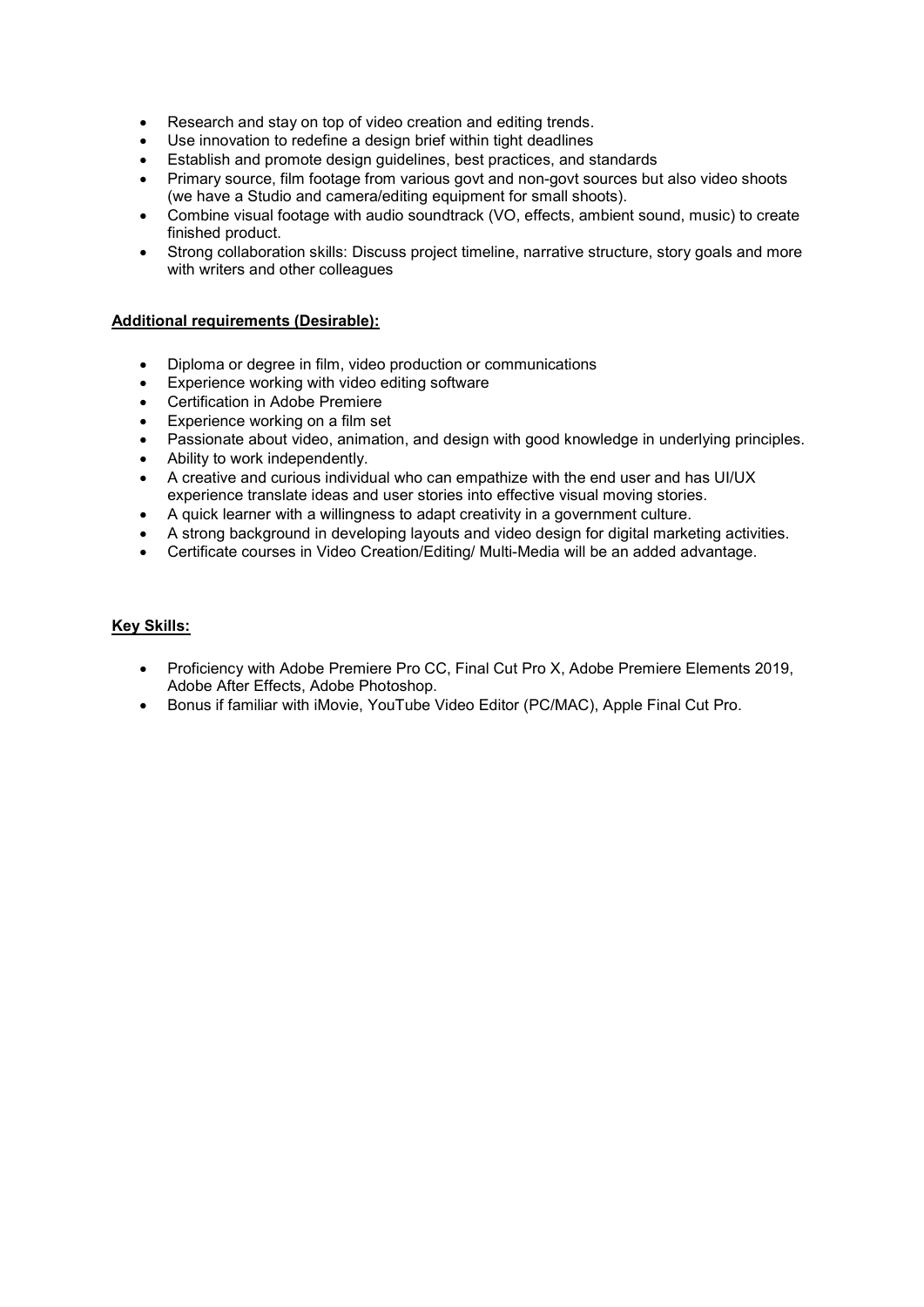- Research and stay on top of video creation and editing trends.
- Use innovation to redefine a design brief within tight deadlines
- Establish and promote design guidelines, best practices, and standards
- Primary source, film footage from various govt and non-govt sources but also video shoots (we have a Studio and camera/editing equipment for small shoots).
- Combine visual footage with audio soundtrack (VO, effects, ambient sound, music) to create finished product.
- Strong collaboration skills: Discuss project timeline, narrative structure, story goals and more with writers and other colleagues

**Additional requirements (Desirable):**

- Diploma or degree in film, video production or communications
- Experience working with video editing software
- Certification in Adobe Premiere
- Experience working on a film set
- Passionate about video, animation, and design with good knowledge in underlying principles.
- Ability to work independently.
- A creative and curious individual who can empathize with the end user and has UI/UX experience translate ideas and user stories into effective visual moving stories.
- A quick learner with a willingness to adapt creativity in a government culture.
- A strong background in developing layouts and video design for digital marketing activities.
- Certificate courses in Video Creation/Editing/ Multi-Media will be an added advantage.

**Key Skills:**

- Proficiency with Adobe Premiere Pro CC, Final Cut Pro X, Adobe Premiere Elements 2019, Adobe After Effects, Adobe Photoshop.
- Bonus if familiar with iMovie, YouTube Video Editor (PC/MAC), Apple Final Cut Pro.